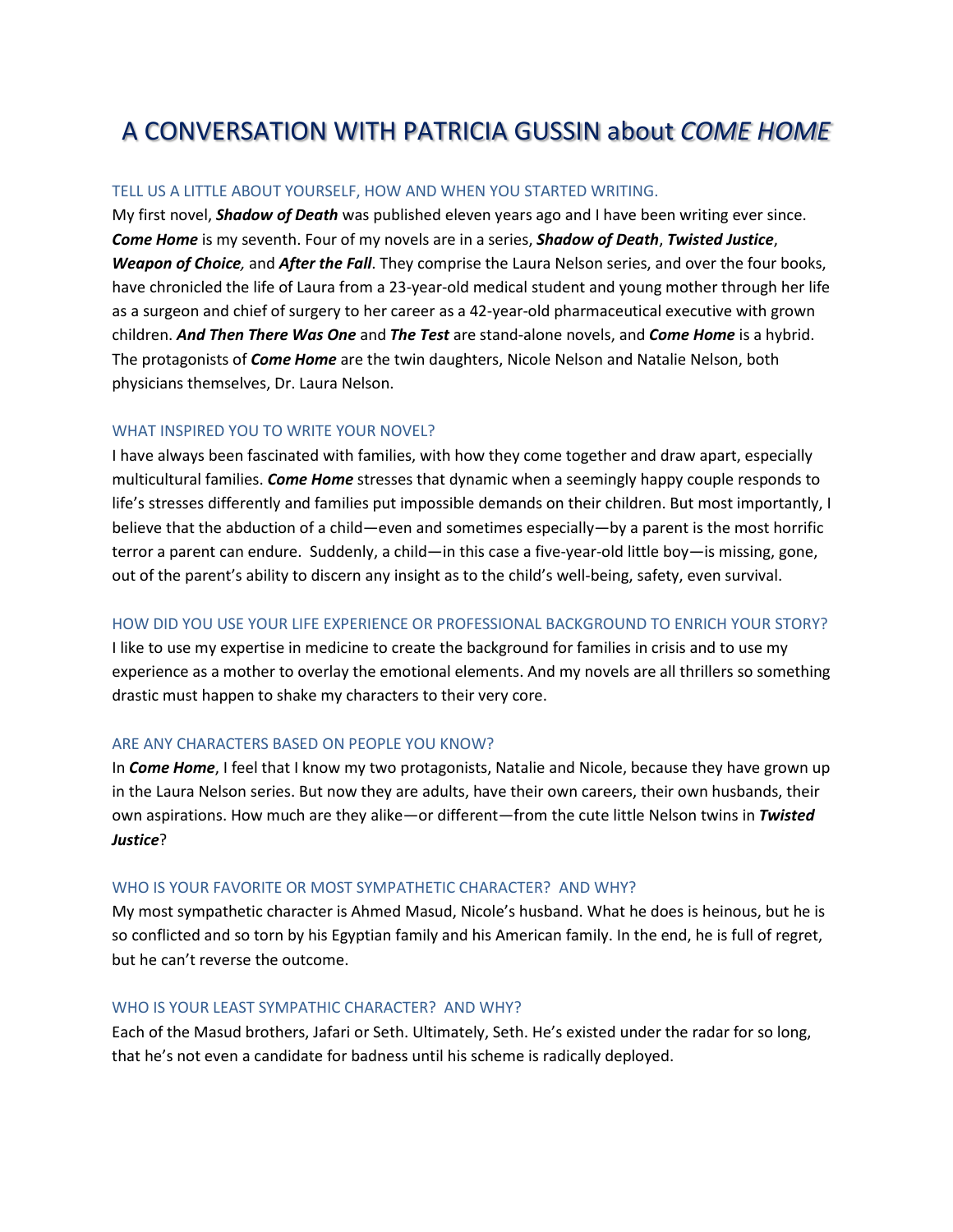# A CONVERSATION WITH PATRICIA GUSSIN about *COME HOME*

### TELL US A LITTLE ABOUT YOURSELF, HOW AND WHEN YOU STARTED WRITING.

My first novel, ***Shadow of Death*** was published eleven years ago and I have been writing ever since. ***Come Home*** is my seventh. Four of my novels are in a series, ***Shadow of Death***, ***Twisted Justice***, ***Weapon of Choice,*** and ***After the Fall***. They comprise the Laura Nelson series, and over the four books, have chronicled the life of Laura from a 23-year-old medical student and young mother through her life as a surgeon and chief of surgery to her career as a 42-year-old pharmaceutical executive with grown children. ***And Then There Was One*** and ***The Test*** are stand-alone novels, and ***Come Home*** is a hybrid. The protagonists of ***Come Home*** are the twin daughters, Nicole Nelson and Natalie Nelson, both physicians themselves, Dr. Laura Nelson.

### WHAT INSPIRED YOU TO WRITE YOUR NOVEL?

I have always been fascinated with families, with how they come together and draw apart, especially multicultural families. ***Come Home*** stresses that dynamic when a seemingly happy couple responds to life's stresses differently and families put impossible demands on their children. But most importantly, I believe that the abduction of a child—even and sometimes especially—by a parent is the most horrific terror a parent can endure. Suddenly, a child—in this case a five-year-old little boy—is missing, gone, out of the parent's ability to discern any insight as to the child's well-being, safety, even survival.

### HOW DID YOU USE YOUR LIFE EXPERIENCE OR PROFESSIONAL BACKGROUND TO ENRICH YOUR STORY?

I like to use my expertise in medicine to create the background for families in crisis and to use my experience as a mother to overlay the emotional elements. And my novels are all thrillers so something drastic must happen to shake my characters to their very core.

### ARE ANY CHARACTERS BASED ON PEOPLE YOU KNOW?

In ***Come Home***, I feel that I know my two protagonists, Natalie and Nicole, because they have grown up in the Laura Nelson series. But now they are adults, have their own careers, their own husbands, their own aspirations. How much are they alike—or different—from the cute little Nelson twins in ***Twisted Justice***?

### WHO IS YOUR FAVORITE OR MOST SYMPATHETIC CHARACTER? AND WHY?

My most sympathetic character is Ahmed Masud, Nicole's husband. What he does is heinous, but he is so conflicted and so torn by his Egyptian family and his American family. In the end, he is full of regret, but he can't reverse the outcome.

### WHO IS YOUR LEAST SYMPATHIC CHARACTER? AND WHY?

Each of the Masud brothers, Jafari or Seth. Ultimately, Seth. He's existed under the radar for so long, that he's not even a candidate for badness until his scheme is radically deployed.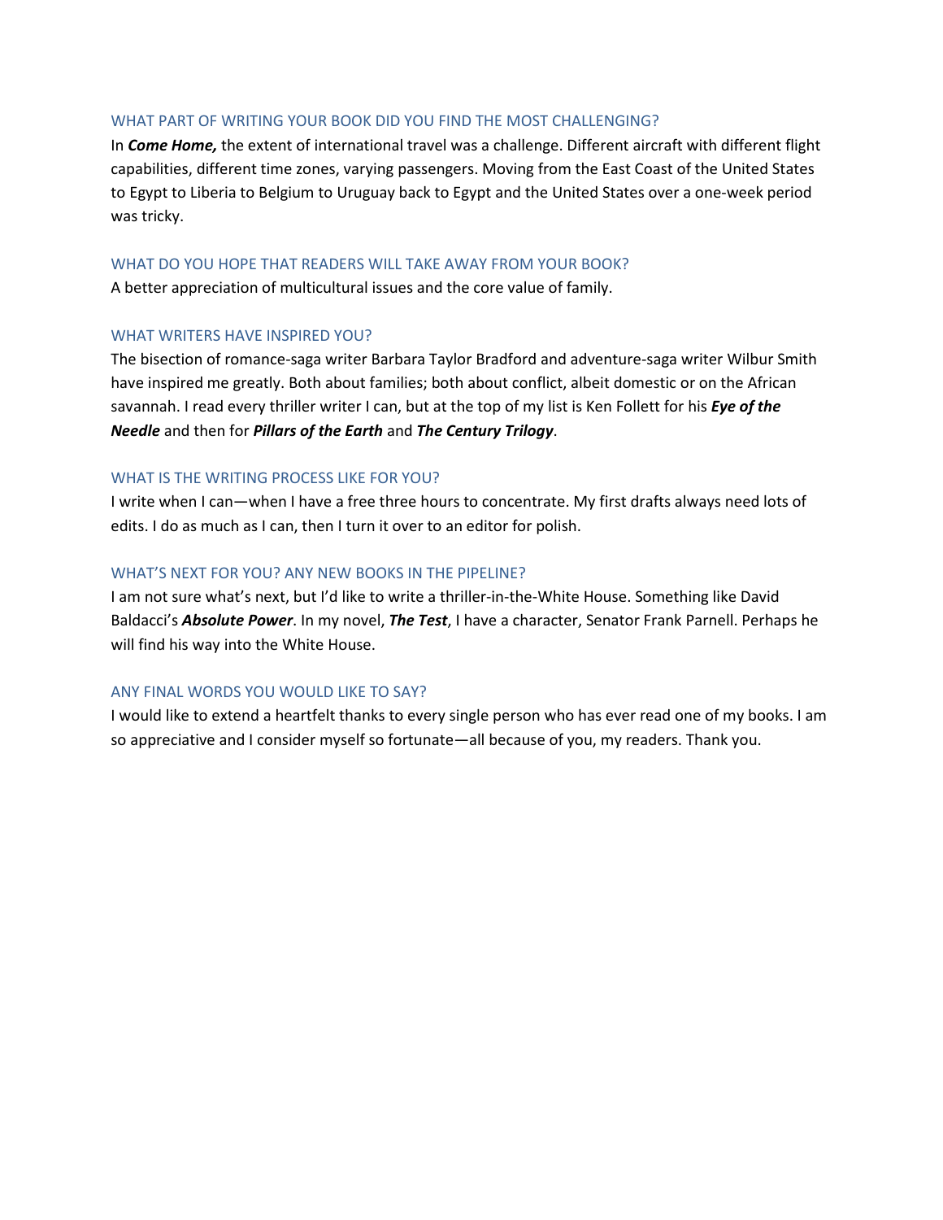### WHAT PART OF WRITING YOUR BOOK DID YOU FIND THE MOST CHALLENGING?

In ***Come Home,*** the extent of international travel was a challenge. Different aircraft with different flight capabilities, different time zones, varying passengers. Moving from the East Coast of the United States to Egypt to Liberia to Belgium to Uruguay back to Egypt and the United States over a one-week period was tricky.

### WHAT DO YOU HOPE THAT READERS WILL TAKE AWAY FROM YOUR BOOK?

A better appreciation of multicultural issues and the core value of family.

### WHAT WRITERS HAVE INSPIRED YOU?

The bisection of romance-saga writer Barbara Taylor Bradford and adventure-saga writer Wilbur Smith have inspired me greatly. Both about families; both about conflict, albeit domestic or on the African savannah. I read every thriller writer I can, but at the top of my list is Ken Follett for his ***Eye of the Needle*** and then for ***Pillars of the Earth*** and ***The Century Trilogy***.

### WHAT IS THE WRITING PROCESS LIKE FOR YOU?

I write when I can—when I have a free three hours to concentrate. My first drafts always need lots of edits. I do as much as I can, then I turn it over to an editor for polish.

### WHAT'S NEXT FOR YOU? ANY NEW BOOKS IN THE PIPELINE?

I am not sure what's next, but I'd like to write a thriller-in-the-White House. Something like David Baldacci's ***Absolute Power***. In my novel, ***The Test***, I have a character, Senator Frank Parnell. Perhaps he will find his way into the White House.

### ANY FINAL WORDS YOU WOULD LIKE TO SAY?

I would like to extend a heartfelt thanks to every single person who has ever read one of my books. I am so appreciative and I consider myself so fortunate—all because of you, my readers. Thank you.